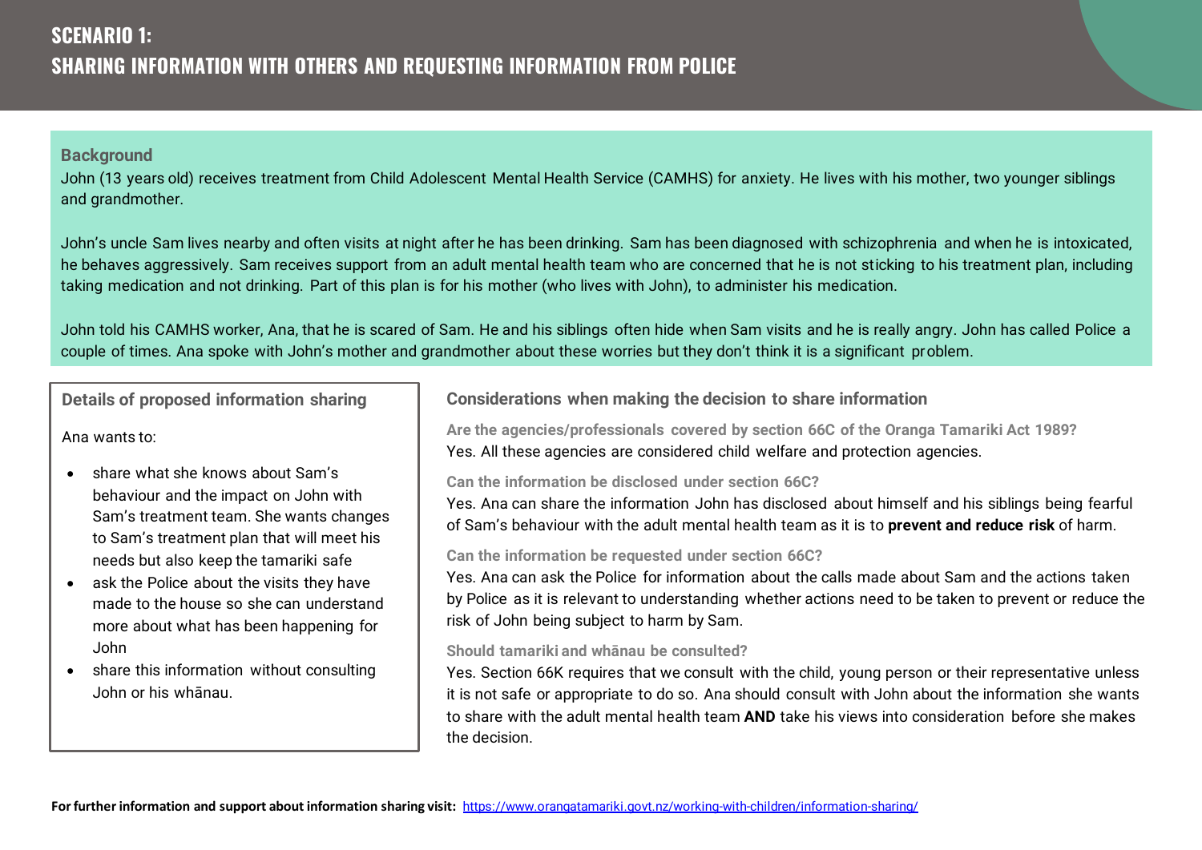# SCENARIO 1:
# SHARING INFORMATION WITH OTHERS AND REQUESTING INFORMATION FROM POLICE

## Background

John (13 years old) receives treatment from Child Adolescent Mental Health Service (CAMHS) for anxiety. He lives with his mother, two younger siblings and grandmother.

John's uncle Sam lives nearby and often visits at night after he has been drinking. Sam has been diagnosed with schizophrenia and when he is intoxicated, he behaves aggressively. Sam receives support from an adult mental health team who are concerned that he is not sticking to his treatment plan, including taking medication and not drinking. Part of this plan is for his mother (who lives with John), to administer his medication.

John told his CAMHS worker, Ana, that he is scared of Sam. He and his siblings often hide when Sam visits and he is really angry. John has called Police a couple of times. Ana spoke with John's mother and grandmother about these worries but they don't think it is a significant problem.

## Details of proposed information sharing

Ana wants to:

- share what she knows about Sam's behaviour and the impact on John with Sam's treatment team. She wants changes to Sam's treatment plan that will meet his needs but also keep the tamariki safe
- ask the Police about the visits they have made to the house so she can understand more about what has been happening for John
- share this information without consulting John or his whānau.

## Considerations when making the decision to share information

### Are the agencies/professionals covered by section 66C of the Oranga Tamariki Act 1989?

Yes. All these agencies are considered child welfare and protection agencies.

### Can the information be disclosed under section 66C?

Yes. Ana can share the information John has disclosed about himself and his siblings being fearful of Sam's behaviour with the adult mental health team as it is to **prevent and reduce risk** of harm.

### Can the information be requested under section 66C?

Yes. Ana can ask the Police for information about the calls made about Sam and the actions taken by Police as it is relevant to understanding whether actions need to be taken to prevent or reduce the risk of John being subject to harm by Sam.

### Should tamariki and whānau be consulted?

Yes. Section 66K requires that we consult with the child, young person or their representative unless it is not safe or appropriate to do so. Ana should consult with John about the information she wants to share with the adult mental health team **AND** take his views into consideration before she makes the decision.

**For further information and support about information sharing visit:** https://www.orangatamariki.govt.nz/working-with-children/information-sharing/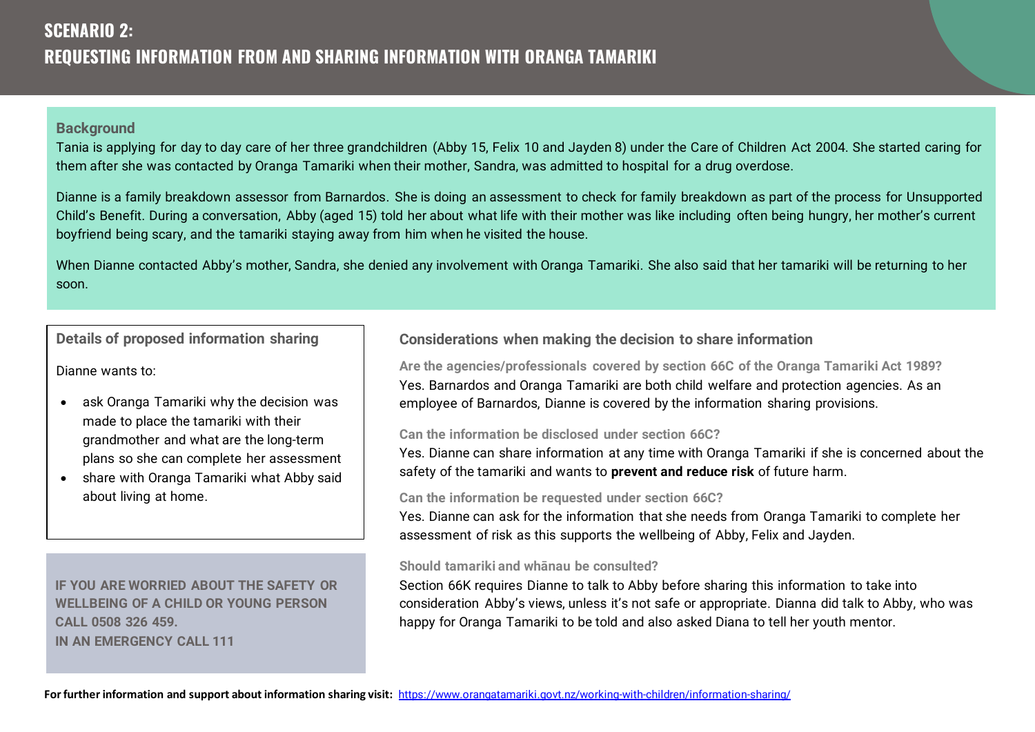# SCENARIO 2:
# REQUESTING INFORMATION FROM AND SHARING INFORMATION WITH ORANGA TAMARIKI

## Background

Tania is applying for day to day care of her three grandchildren (Abby 15, Felix 10 and Jayden 8) under the Care of Children Act 2004. She started caring for them after she was contacted by Oranga Tamariki when their mother, Sandra, was admitted to hospital for a drug overdose.

Dianne is a family breakdown assessor from Barnardos. She is doing an assessment to check for family breakdown as part of the process for Unsupported Child's Benefit. During a conversation, Abby (aged 15) told her about what life with their mother was like including often being hungry, her mother's current boyfriend being scary, and the tamariki staying away from him when he visited the house.

When Dianne contacted Abby's mother, Sandra, she denied any involvement with Oranga Tamariki. She also said that her tamariki will be returning to her soon.

## Details of proposed information sharing

Dianne wants to:

- ask Oranga Tamariki why the decision was made to place the tamariki with their grandmother and what are the long-term plans so she can complete her assessment
- share with Oranga Tamariki what Abby said about living at home.

**IF YOU ARE WORRIED ABOUT THE SAFETY OR WELLBEING OF A CHILD OR YOUNG PERSON CALL 0508 326 459.**
**IN AN EMERGENCY CALL 111**

## Considerations when making the decision to share information

### Are the agencies/professionals covered by section 66C of the Oranga Tamariki Act 1989?

Yes. Barnardos and Oranga Tamariki are both child welfare and protection agencies. As an employee of Barnardos, Dianne is covered by the information sharing provisions.

### Can the information be disclosed under section 66C?

Yes. Dianne can share information at any time with Oranga Tamariki if she is concerned about the safety of the tamariki and wants to **prevent and reduce risk** of future harm.

### Can the information be requested under section 66C?

Yes. Dianne can ask for the information that she needs from Oranga Tamariki to complete her assessment of risk as this supports the wellbeing of Abby, Felix and Jayden.

### Should tamariki and whānau be consulted?

Section 66K requires Dianne to talk to Abby before sharing this information to take into consideration Abby's views, unless it's not safe or appropriate. Dianna did talk to Abby, who was happy for Oranga Tamariki to be told and also asked Diana to tell her youth mentor.

**For further information and support about information sharing visit:** https://www.orangatamariki.govt.nz/working-with-children/information-sharing/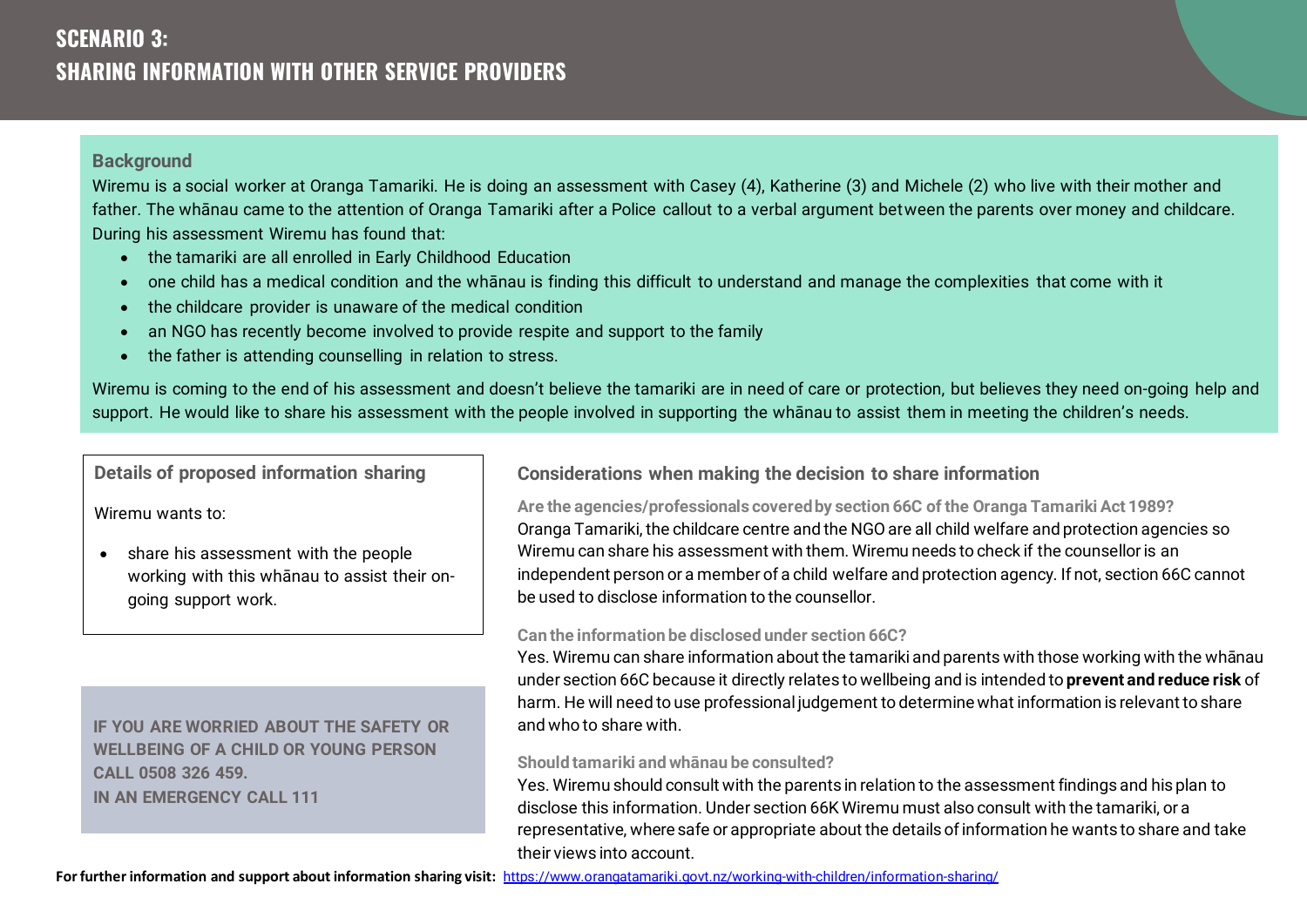# SCENARIO 3:
# SHARING INFORMATION WITH OTHER SERVICE PROVIDERS

### Background

Wiremu is a social worker at Oranga Tamariki. He is doing an assessment with Casey (4), Katherine (3) and Michele (2) who live with their mother and father. The whānau came to the attention of Oranga Tamariki after a Police callout to a verbal argument between the parents over money and childcare. During his assessment Wiremu has found that:

- the tamariki are all enrolled in Early Childhood Education
- one child has a medical condition and the whānau is finding this difficult to understand and manage the complexities that come with it
- the childcare provider is unaware of the medical condition
- an NGO has recently become involved to provide respite and support to the family
- the father is attending counselling in relation to stress.

Wiremu is coming to the end of his assessment and doesn't believe the tamariki are in need of care or protection, but believes they need on-going help and support. He would like to share his assessment with the people involved in supporting the whānau to assist them in meeting the children's needs.

### Details of proposed information sharing

Wiremu wants to:

- share his assessment with the people working with this whānau to assist their on-going support work.

**IF YOU ARE WORRIED ABOUT THE SAFETY OR WELLBEING OF A CHILD OR YOUNG PERSON CALL 0508 326 459.**
**IN AN EMERGENCY CALL 111**

### Considerations when making the decision to share information

**Are the agencies/professionals covered by section 66C of the Oranga Tamariki Act 1989?**

Oranga Tamariki, the childcare centre and the NGO are all child welfare and protection agencies so Wiremu can share his assessment with them. Wiremu needs to check if the counsellor is an independent person or a member of a child welfare and protection agency. If not, section 66C cannot be used to disclose information to the counsellor.

**Can the information be disclosed under section 66C?**

Yes. Wiremu can share information about the tamariki and parents with those working with the whānau under section 66C because it directly relates to wellbeing and is intended to **prevent and reduce risk** of harm. He will need to use professional judgement to determine what information is relevant to share and who to share with.

**Should tamariki and whānau be consulted?**

Yes. Wiremu should consult with the parents in relation to the assessment findings and his plan to disclose this information. Under section 66K Wiremu must also consult with the tamariki, or a representative, where safe or appropriate about the details of information he wants to share and take their views into account.

**For further information and support about information sharing visit:** https://www.orangatamariki.govt.nz/working-with-children/information-sharing/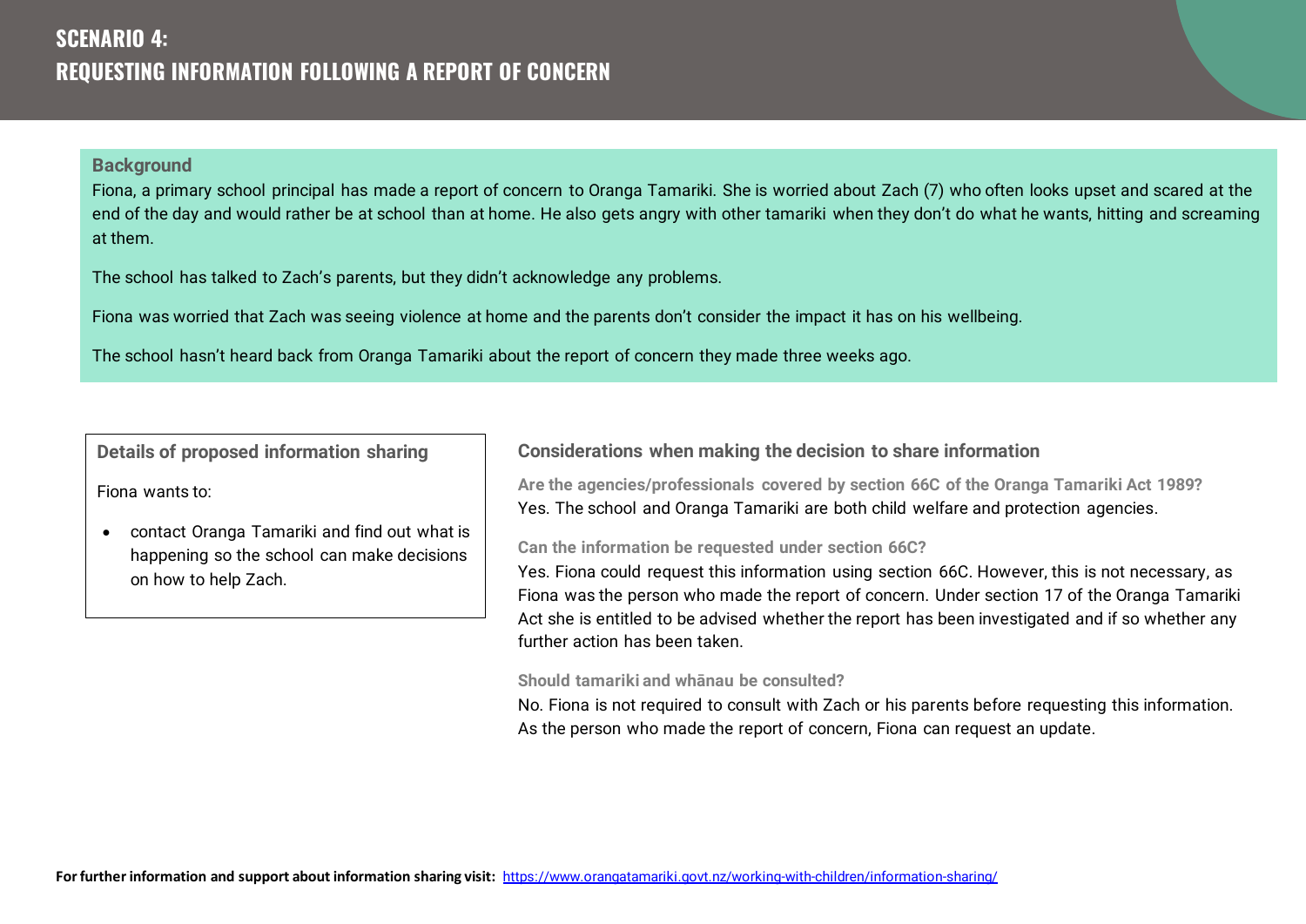# SCENARIO 4:
# REQUESTING INFORMATION FOLLOWING A REPORT OF CONCERN

**Background**

Fiona, a primary school principal has made a report of concern to Oranga Tamariki. She is worried about Zach (7) who often looks upset and scared at the end of the day and would rather be at school than at home. He also gets angry with other tamariki when they don't do what he wants, hitting and screaming at them.

The school has talked to Zach's parents, but they didn't acknowledge any problems.

Fiona was worried that Zach was seeing violence at home and the parents don't consider the impact it has on his wellbeing.

The school hasn't heard back from Oranga Tamariki about the report of concern they made three weeks ago.

## Details of proposed information sharing

Fiona wants to:

- contact Oranga Tamariki and find out what is happening so the school can make decisions on how to help Zach.

## Considerations when making the decision to share information

**Are the agencies/professionals covered by section 66C of the Oranga Tamariki Act 1989?**

Yes. The school and Oranga Tamariki are both child welfare and protection agencies.

**Can the information be requested under section 66C?**

Yes. Fiona could request this information using section 66C. However, this is not necessary, as Fiona was the person who made the report of concern. Under section 17 of the Oranga Tamariki Act she is entitled to be advised whether the report has been investigated and if so whether any further action has been taken.

**Should tamariki and whānau be consulted?**

No. Fiona is not required to consult with Zach or his parents before requesting this information. As the person who made the report of concern, Fiona can request an update.

**For further information and support about information sharing visit:** https://www.orangatamariki.govt.nz/working-with-children/information-sharing/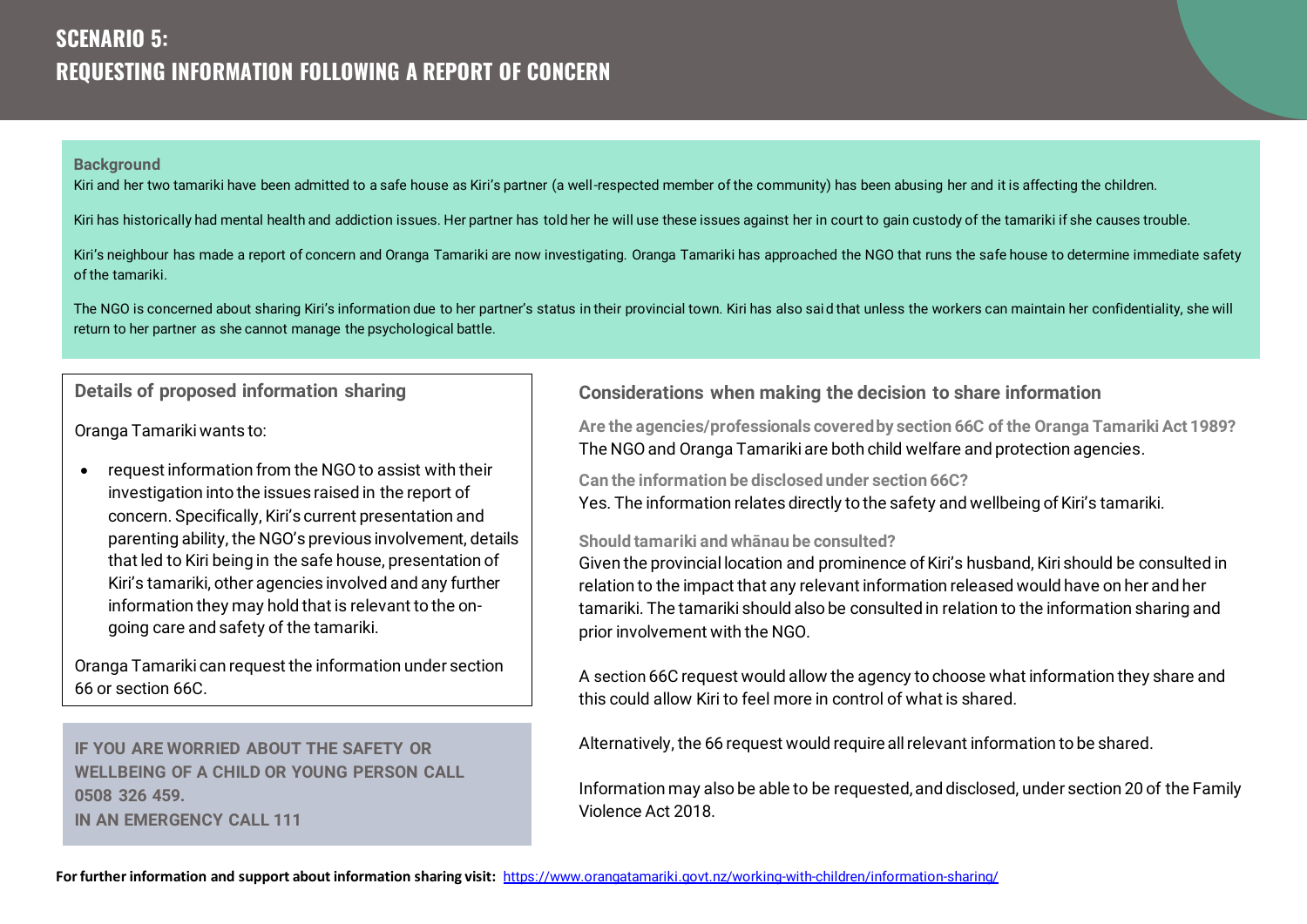# SCENARIO 5: REQUESTING INFORMATION FOLLOWING A REPORT OF CONCERN

**Background**

Kiri and her two tamariki have been admitted to a safe house as Kiri's partner (a well-respected member of the community) has been abusing her and it is affecting the children.

Kiri has historically had mental health and addiction issues. Her partner has told her he will use these issues against her in court to gain custody of the tamariki if she causes trouble.

Kiri's neighbour has made a report of concern and Oranga Tamariki are now investigating. Oranga Tamariki has approached the NGO that runs the safe house to determine immediate safety of the tamariki.

The NGO is concerned about sharing Kiri's information due to her partner's status in their provincial town. Kiri has also said that unless the workers can maintain her confidentiality, she will return to her partner as she cannot manage the psychological battle.

## Details of proposed information sharing

Oranga Tamariki wants to:

- request information from the NGO to assist with their investigation into the issues raised in the report of concern. Specifically, Kiri's current presentation and parenting ability, the NGO's previous involvement, details that led to Kiri being in the safe house, presentation of Kiri's tamariki, other agencies involved and any further information they may hold that is relevant to the on-going care and safety of the tamariki.

Oranga Tamariki can request the information under section 66 or section 66C.

**IF YOU ARE WORRIED ABOUT THE SAFETY OR WELLBEING OF A CHILD OR YOUNG PERSON CALL 0508 326 459.**
**IN AN EMERGENCY CALL 111**

## Considerations when making the decision to share information

**Are the agencies/professionals covered by section 66C of the Oranga Tamariki Act 1989?**
The NGO and Oranga Tamariki are both child welfare and protection agencies.

**Can the information be disclosed under section 66C?**
Yes. The information relates directly to the safety and wellbeing of Kiri's tamariki.

**Should tamariki and whānau be consulted?**
Given the provincial location and prominence of Kiri's husband, Kiri should be consulted in relation to the impact that any relevant information released would have on her and her tamariki. The tamariki should also be consulted in relation to the information sharing and prior involvement with the NGO.

A section 66C request would allow the agency to choose what information they share and this could allow Kiri to feel more in control of what is shared.

Alternatively, the 66 request would require all relevant information to be shared.

Information may also be able to be requested, and disclosed, under section 20 of the Family Violence Act 2018.

**For further information and support about information sharing visit:** https://www.orangatamariki.govt.nz/working-with-children/information-sharing/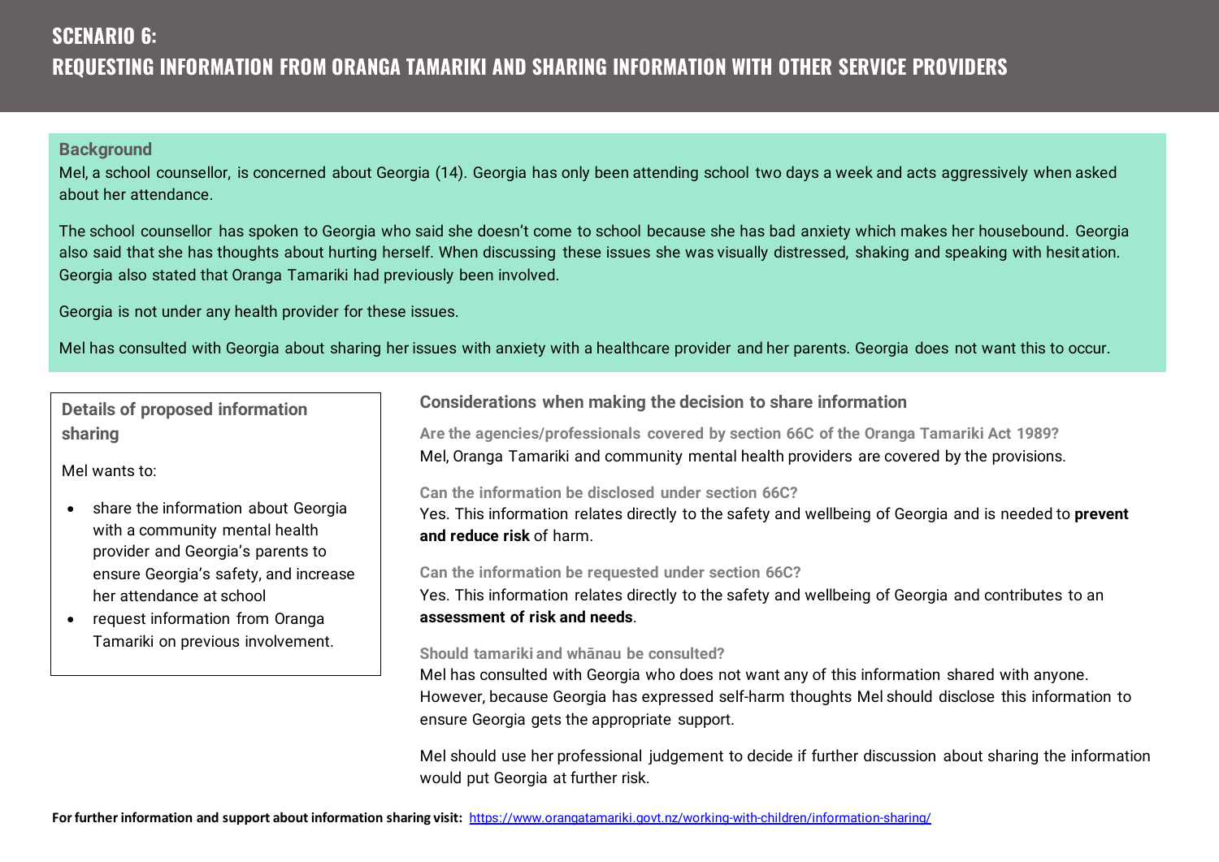# SCENARIO 6:
# REQUESTING INFORMATION FROM ORANGA TAMARIKI AND SHARING INFORMATION WITH OTHER SERVICE PROVIDERS

### Background

Mel, a school counsellor, is concerned about Georgia (14). Georgia has only been attending school two days a week and acts aggressively when asked about her attendance.

The school counsellor has spoken to Georgia who said she doesn't come to school because she has bad anxiety which makes her housebound. Georgia also said that she has thoughts about hurting herself. When discussing these issues she was visually distressed, shaking and speaking with hesitation. Georgia also stated that Oranga Tamariki had previously been involved.

Georgia is not under any health provider for these issues.

Mel has consulted with Georgia about sharing her issues with anxiety with a healthcare provider and her parents. Georgia does not want this to occur.

### Details of proposed information sharing

Mel wants to:

- share the information about Georgia with a community mental health provider and Georgia's parents to ensure Georgia's safety, and increase her attendance at school
- request information from Oranga Tamariki on previous involvement.

### Considerations when making the decision to share information

**Are the agencies/professionals covered by section 66C of the Oranga Tamariki Act 1989?**

Mel, Oranga Tamariki and community mental health providers are covered by the provisions.

**Can the information be disclosed under section 66C?**

Yes. This information relates directly to the safety and wellbeing of Georgia and is needed to **prevent and reduce risk** of harm.

**Can the information be requested under section 66C?**

Yes. This information relates directly to the safety and wellbeing of Georgia and contributes to an **assessment of risk and needs**.

**Should tamariki and whānau be consulted?**

Mel has consulted with Georgia who does not want any of this information shared with anyone. However, because Georgia has expressed self-harm thoughts Mel should disclose this information to ensure Georgia gets the appropriate support.

Mel should use her professional judgement to decide if further discussion about sharing the information would put Georgia at further risk.

**For further information and support about information sharing visit:** https://www.orangatamariki.govt.nz/working-with-children/information-sharing/